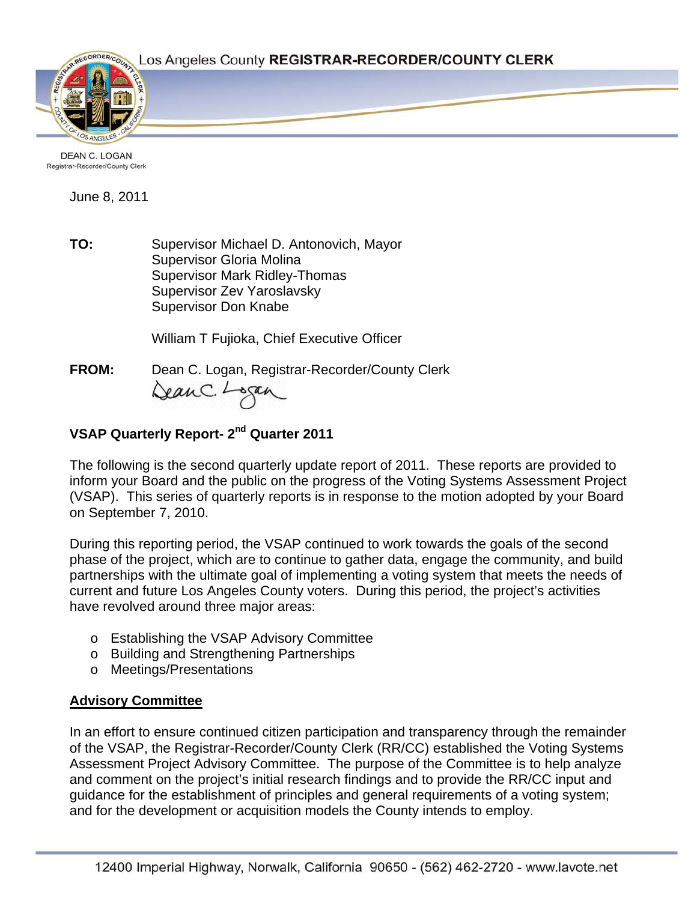Los Angeles County **REGISTRAR-RECORDER/COUNTY CLERK**

DEAN C. LOGAN
Registrar-Recorder/County Clerk

June 8, 2011

**TO:** Supervisor Michael D. Antonovich, Mayor
Supervisor Gloria Molina
Supervisor Mark Ridley-Thomas
Supervisor Zev Yaroslavsky
Supervisor Don Knabe

William T Fujioka, Chief Executive Officer

**FROM:** Dean C. Logan, Registrar-Recorder/County Clerk

**VSAP Quarterly Report- 2nd Quarter 2011**

The following is the second quarterly update report of 2011. These reports are provided to inform your Board and the public on the progress of the Voting Systems Assessment Project (VSAP). This series of quarterly reports is in response to the motion adopted by your Board on September 7, 2010.

During this reporting period, the VSAP continued to work towards the goals of the second phase of the project, which are to continue to gather data, engage the community, and build partnerships with the ultimate goal of implementing a voting system that meets the needs of current and future Los Angeles County voters. During this period, the project's activities have revolved around three major areas:

- Establishing the VSAP Advisory Committee
- Building and Strengthening Partnerships
- Meetings/Presentations

**Advisory Committee**

In an effort to ensure continued citizen participation and transparency through the remainder of the VSAP, the Registrar-Recorder/County Clerk (RR/CC) established the Voting Systems Assessment Project Advisory Committee. The purpose of the Committee is to help analyze and comment on the project's initial research findings and to provide the RR/CC input and guidance for the establishment of principles and general requirements of a voting system; and for the development or acquisition models the County intends to employ.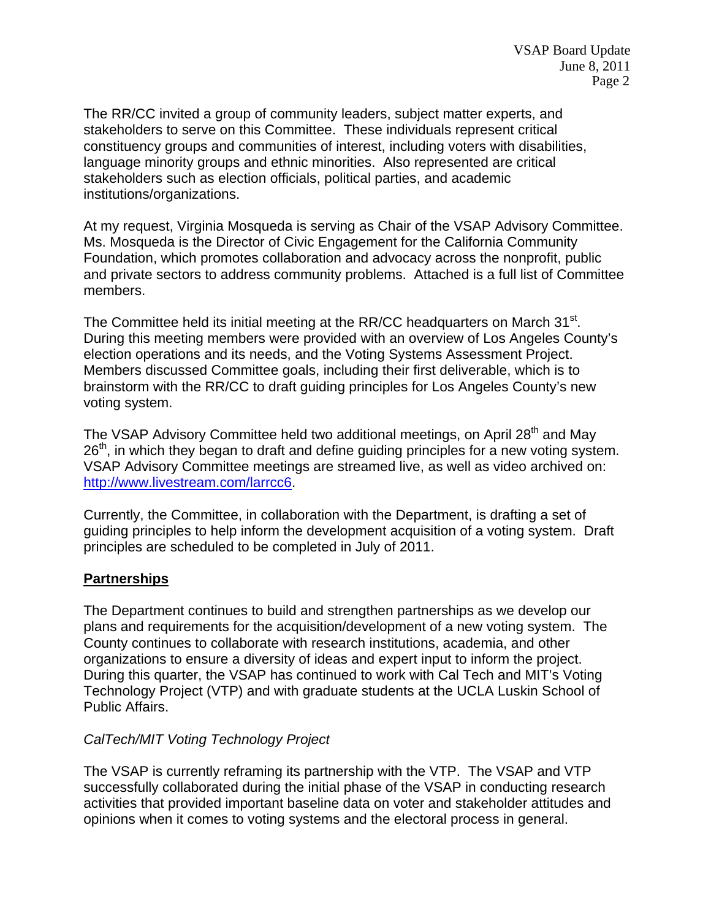The RR/CC invited a group of community leaders, subject matter experts, and stakeholders to serve on this Committee. These individuals represent critical constituency groups and communities of interest, including voters with disabilities, language minority groups and ethnic minorities. Also represented are critical stakeholders such as election officials, political parties, and academic institutions/organizations.

At my request, Virginia Mosqueda is serving as Chair of the VSAP Advisory Committee. Ms. Mosqueda is the Director of Civic Engagement for the California Community Foundation, which promotes collaboration and advocacy across the nonprofit, public and private sectors to address community problems. Attached is a full list of Committee members.

The Committee held its initial meeting at the RR/CC headquarters on March 31st. During this meeting members were provided with an overview of Los Angeles County's election operations and its needs, and the Voting Systems Assessment Project. Members discussed Committee goals, including their first deliverable, which is to brainstorm with the RR/CC to draft guiding principles for Los Angeles County's new voting system.

The VSAP Advisory Committee held two additional meetings, on April 28th and May 26th, in which they began to draft and define guiding principles for a new voting system. VSAP Advisory Committee meetings are streamed live, as well as video archived on: http://www.livestream.com/larrcc6.

Currently, the Committee, in collaboration with the Department, is drafting a set of guiding principles to help inform the development acquisition of a voting system. Draft principles are scheduled to be completed in July of 2011.

## Partnerships

The Department continues to build and strengthen partnerships as we develop our plans and requirements for the acquisition/development of a new voting system. The County continues to collaborate with research institutions, academia, and other organizations to ensure a diversity of ideas and expert input to inform the project. During this quarter, the VSAP has continued to work with Cal Tech and MIT's Voting Technology Project (VTP) and with graduate students at the UCLA Luskin School of Public Affairs.

### *CalTech/MIT Voting Technology Project*

The VSAP is currently reframing its partnership with the VTP. The VSAP and VTP successfully collaborated during the initial phase of the VSAP in conducting research activities that provided important baseline data on voter and stakeholder attitudes and opinions when it comes to voting systems and the electoral process in general.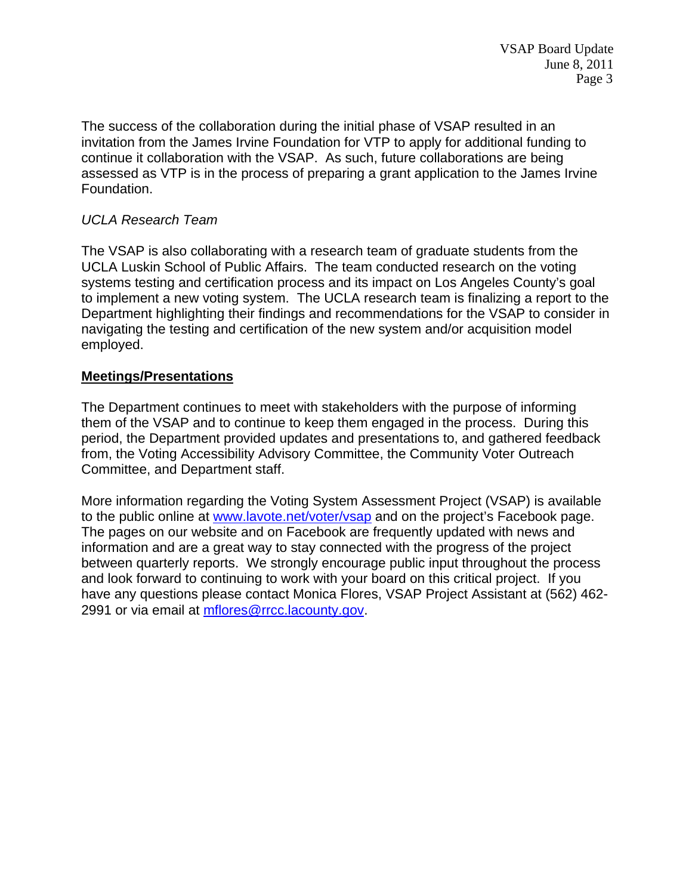The success of the collaboration during the initial phase of VSAP resulted in an invitation from the James Irvine Foundation for VTP to apply for additional funding to continue it collaboration with the VSAP. As such, future collaborations are being assessed as VTP is in the process of preparing a grant application to the James Irvine Foundation.

*UCLA Research Team*

The VSAP is also collaborating with a research team of graduate students from the UCLA Luskin School of Public Affairs. The team conducted research on the voting systems testing and certification process and its impact on Los Angeles County's goal to implement a new voting system. The UCLA research team is finalizing a report to the Department highlighting their findings and recommendations for the VSAP to consider in navigating the testing and certification of the new system and/or acquisition model employed.

**Meetings/Presentations**

The Department continues to meet with stakeholders with the purpose of informing them of the VSAP and to continue to keep them engaged in the process. During this period, the Department provided updates and presentations to, and gathered feedback from, the Voting Accessibility Advisory Committee, the Community Voter Outreach Committee, and Department staff.

More information regarding the Voting System Assessment Project (VSAP) is available to the public online at [www.lavote.net/voter/vsap](http://www.lavote.net/voter/vsap) and on the project's Facebook page. The pages on our website and on Facebook are frequently updated with news and information and are a great way to stay connected with the progress of the project between quarterly reports. We strongly encourage public input throughout the process and look forward to continuing to work with your board on this critical project. If you have any questions please contact Monica Flores, VSAP Project Assistant at (562) 462-2991 or via email at [mflores@rrcc.lacounty.gov](mailto:mflores@rrcc.lacounty.gov).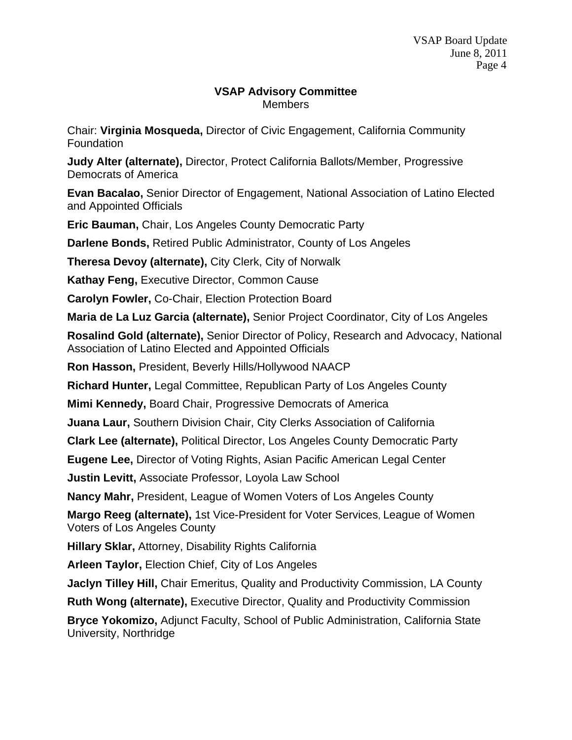## VSAP Advisory Committee

Members

Chair: **Virginia Mosqueda,** Director of Civic Engagement, California Community Foundation

**Judy Alter (alternate),** Director, Protect California Ballots/Member, Progressive Democrats of America

**Evan Bacalao,** Senior Director of Engagement, National Association of Latino Elected and Appointed Officials

**Eric Bauman,** Chair, Los Angeles County Democratic Party

**Darlene Bonds,** Retired Public Administrator, County of Los Angeles

**Theresa Devoy (alternate),** City Clerk, City of Norwalk

**Kathay Feng,** Executive Director, Common Cause

**Carolyn Fowler,** Co-Chair, Election Protection Board

**Maria de La Luz Garcia (alternate),** Senior Project Coordinator, City of Los Angeles

**Rosalind Gold (alternate),** Senior Director of Policy, Research and Advocacy, National Association of Latino Elected and Appointed Officials

**Ron Hasson,** President, Beverly Hills/Hollywood NAACP

**Richard Hunter,** Legal Committee, Republican Party of Los Angeles County

**Mimi Kennedy,** Board Chair, Progressive Democrats of America

**Juana Laur,** Southern Division Chair, City Clerks Association of California

**Clark Lee (alternate),** Political Director, Los Angeles County Democratic Party

**Eugene Lee,** Director of Voting Rights, Asian Pacific American Legal Center

**Justin Levitt,** Associate Professor, Loyola Law School

**Nancy Mahr,** President, League of Women Voters of Los Angeles County

**Margo Reeg (alternate),** 1st Vice-President for Voter Services, League of Women Voters of Los Angeles County

**Hillary Sklar,** Attorney, Disability Rights California

**Arleen Taylor,** Election Chief, City of Los Angeles

**Jaclyn Tilley Hill,** Chair Emeritus, Quality and Productivity Commission, LA County

**Ruth Wong (alternate),** Executive Director, Quality and Productivity Commission

**Bryce Yokomizo,** Adjunct Faculty, School of Public Administration, California State University, Northridge